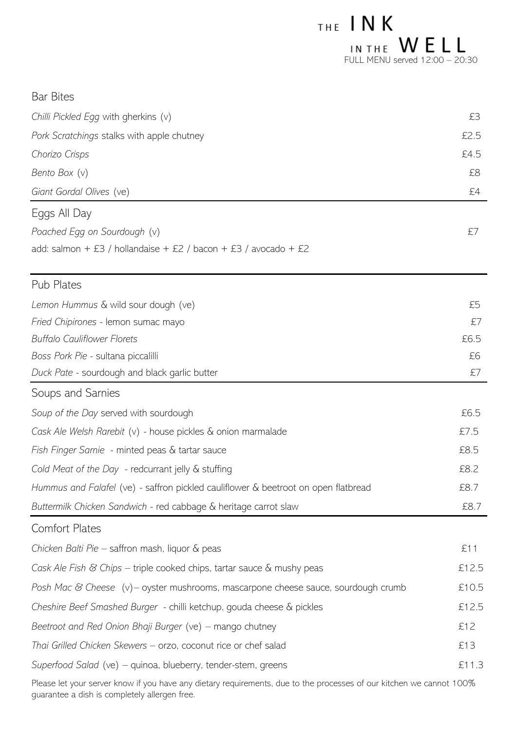# THE INK IN THE WELL

FULL MENU served 12:00 – 20:30

## Bar Bites

| | |
|---|---|
| *Chilli Pickled Egg* with gherkins (v) | £3 |
| *Pork Scratchings* stalks with apple chutney | £2.5 |
| *Chorizo Crisps* | £4.5 |
| *Bento Box* (v) | £8 |
| *Giant Gordal Olives* (ve) | £4 |

## Eggs All Day

| | |
|---|---|
| *Poached Egg on Sourdough* (v) | £7 |

add: salmon + £3 / hollandaise + £2 / bacon + £3 / avocado + £2

## Pub Plates

| | |
|---|---|
| *Lemon Hummus* & wild sour dough (ve) | £5 |
| *Fried Chipirones* - lemon sumac mayo | £7 |
| *Buffalo Cauliflower Florets* | £6.5 |
| *Boss Pork Pie* - sultana piccalilli | £6 |
| *Duck Pate* - sourdough and black garlic butter | £7 |

## Soups and Sarnies

| | |
|---|---|
| *Soup of the Day* served with sourdough | £6.5 |
| *Cask Ale Welsh Rarebit* (v) - house pickles & onion marmalade | £7.5 |
| *Fish Finger Sarnie* - minted peas & tartar sauce | £8.5 |
| *Cold Meat of the Day* - redcurrant jelly & stuffing | £8.2 |
| *Hummus and Falafel* (ve) - saffron pickled cauliflower & beetroot on open flatbread | £8.7 |
| *Buttermilk Chicken Sandwich* - red cabbage & heritage carrot slaw | £8.7 |

## Comfort Plates

| | |
|---|---|
| *Chicken Balti Pie* – saffron mash, liquor & peas | £11 |
| *Cask Ale Fish & Chips* – triple cooked chips, tartar sauce & mushy peas | £12.5 |
| *Posh Mac & Cheese* (v)– oyster mushrooms, mascarpone cheese sauce, sourdough crumb | £10.5 |
| *Cheshire Beef Smashed Burger* - chilli ketchup, gouda cheese & pickles | £12.5 |
| *Beetroot and Red Onion Bhaji Burger* (ve) – mango chutney | £12 |
| *Thai Grilled Chicken Skewers* – orzo, coconut rice or chef salad | £13 |
| *Superfood Salad* (ve) – quinoa, blueberry, tender-stem, greens | £11.3 |

Please let your server know if you have any dietary requirements, due to the processes of our kitchen we cannot 100% guarantee a dish is completely allergen free.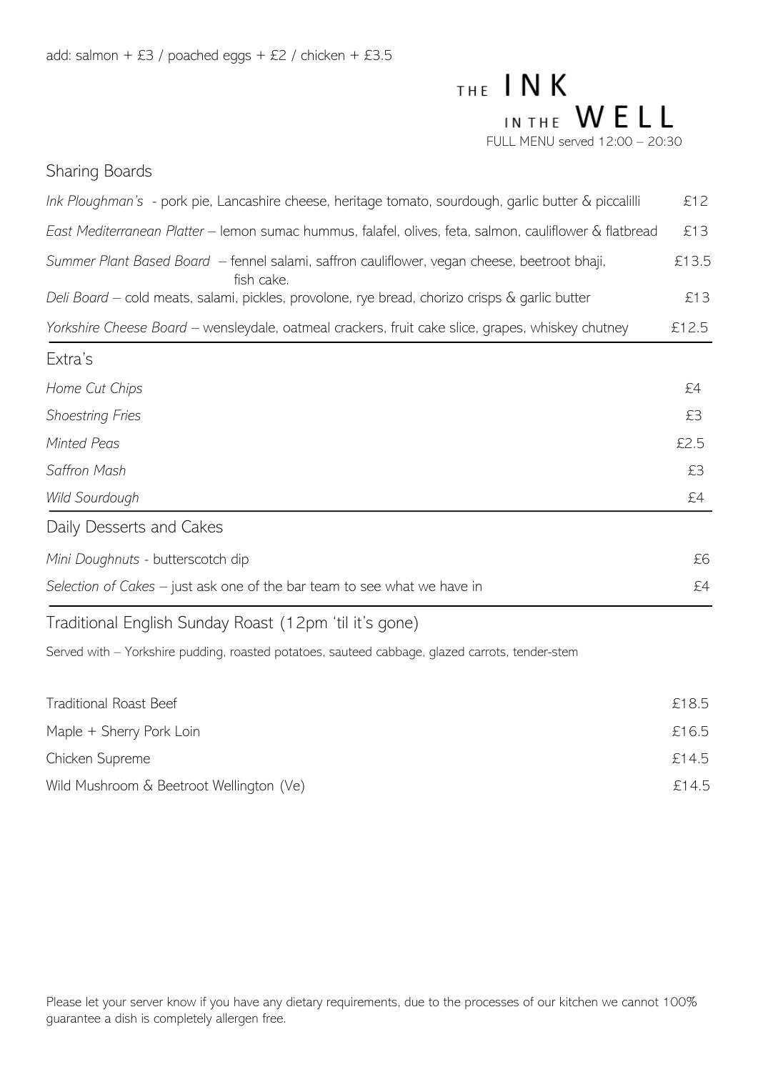add: salmon + £3 / poached eggs + £2 / chicken + £3.5

# THE INK IN THE WELL

FULL MENU served 12:00 – 20:30

## Sharing Boards

| | |
|---|---|
| *Ink Ploughman's* - pork pie, Lancashire cheese, heritage tomato, sourdough, garlic butter & piccalilli | £12 |
| *East Mediterranean Platter* – lemon sumac hummus, falafel, olives, feta, salmon, cauliflower & flatbread | £13 |
| *Summer Plant Based Board* – fennel salami, saffron cauliflower, vegan cheese, beetroot bhaji, fish cake. | £13.5 |
| *Deli Board* – cold meats, salami, pickles, provolone, rye bread, chorizo crisps & garlic butter | £13 |
| *Yorkshire Cheese Board* – wensleydale, oatmeal crackers, fruit cake slice, grapes, whiskey chutney | £12.5 |

## Extra's

| | |
|---|---|
| *Home Cut Chips* | £4 |
| *Shoestring Fries* | £3 |
| *Minted Peas* | £2.5 |
| *Saffron Mash* | £3 |
| *Wild Sourdough* | £4 |

## Daily Desserts and Cakes

| | |
|---|---|
| *Mini Doughnuts* - butterscotch dip | £6 |
| *Selection of Cakes* – just ask one of the bar team to see what we have in | £4 |

## Traditional English Sunday Roast (12pm 'til it's gone)

Served with – Yorkshire pudding, roasted potatoes, sauteed cabbage, glazed carrots, tender-stem

| | |
|---|---|
| Traditional Roast Beef | £18.5 |
| Maple + Sherry Pork Loin | £16.5 |
| Chicken Supreme | £14.5 |
| Wild Mushroom & Beetroot Wellington (Ve) | £14.5 |

Please let your server know if you have any dietary requirements, due to the processes of our kitchen we cannot 100% guarantee a dish is completely allergen free.